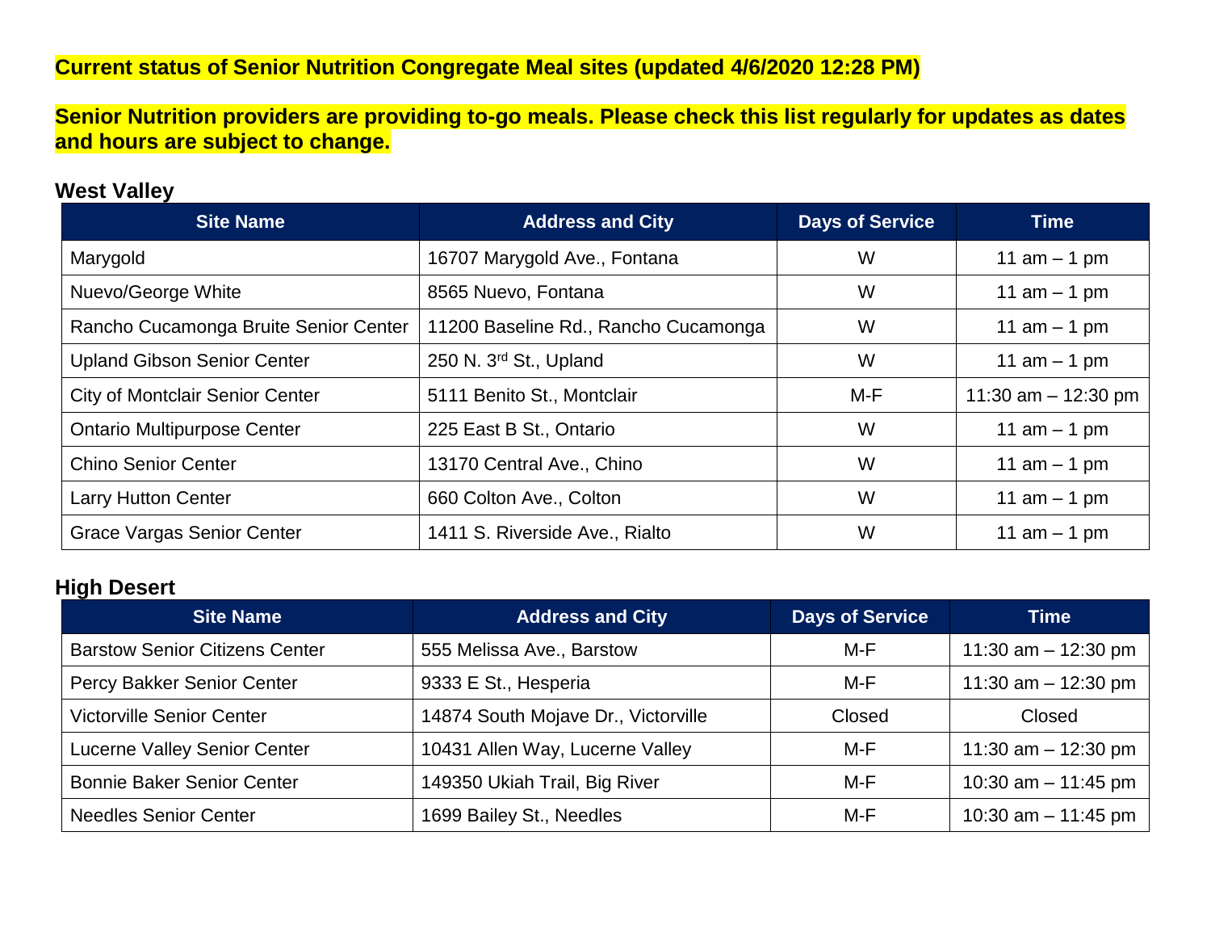**Current status of Senior Nutrition Congregate Meal sites (updated 4/6/2020 12:28 PM)**

**Senior Nutrition providers are providing to-go meals. Please check this list regularly for updates as dates and hours are subject to change.**

## West Valley

| Site Name | Address and City | Days of Service | Time |
|---|---|---|---|
| Marygold | 16707 Marygold Ave., Fontana | W | 11 am – 1 pm |
| Nuevo/George White | 8565 Nuevo, Fontana | W | 11 am – 1 pm |
| Rancho Cucamonga Bruite Senior Center | 11200 Baseline Rd., Rancho Cucamonga | W | 11 am – 1 pm |
| Upland Gibson Senior Center | 250 N. 3rd St., Upland | W | 11 am – 1 pm |
| City of Montclair Senior Center | 5111 Benito St., Montclair | M-F | 11:30 am – 12:30 pm |
| Ontario Multipurpose Center | 225 East B St., Ontario | W | 11 am – 1 pm |
| Chino Senior Center | 13170 Central Ave., Chino | W | 11 am – 1 pm |
| Larry Hutton Center | 660 Colton Ave., Colton | W | 11 am – 1 pm |
| Grace Vargas Senior Center | 1411 S. Riverside Ave., Rialto | W | 11 am – 1 pm |

## High Desert

| Site Name | Address and City | Days of Service | Time |
|---|---|---|---|
| Barstow Senior Citizens Center | 555 Melissa Ave., Barstow | M-F | 11:30 am – 12:30 pm |
| Percy Bakker Senior Center | 9333 E St., Hesperia | M-F | 11:30 am – 12:30 pm |
| Victorville Senior Center | 14874 South Mojave Dr., Victorville | Closed | Closed |
| Lucerne Valley Senior Center | 10431 Allen Way, Lucerne Valley | M-F | 11:30 am – 12:30 pm |
| Bonnie Baker Senior Center | 149350 Ukiah Trail, Big River | M-F | 10:30 am – 11:45 pm |
| Needles Senior Center | 1699 Bailey St., Needles | M-F | 10:30 am – 11:45 pm |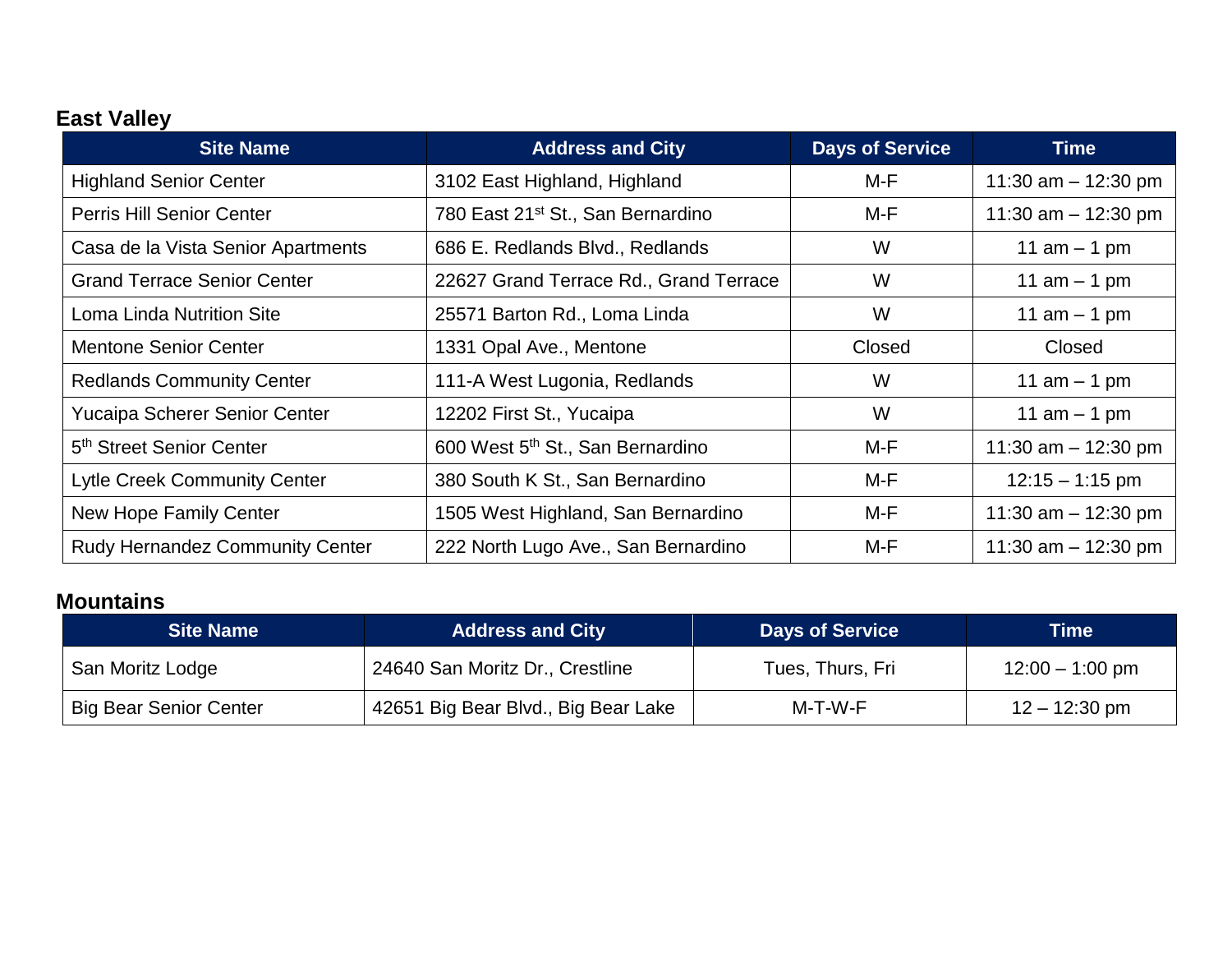## East Valley

| Site Name | Address and City | Days of Service | Time |
|---|---|---|---|
| Highland Senior Center | 3102 East Highland, Highland | M-F | 11:30 am – 12:30 pm |
| Perris Hill Senior Center | 780 East 21st St., San Bernardino | M-F | 11:30 am – 12:30 pm |
| Casa de la Vista Senior Apartments | 686 E. Redlands Blvd., Redlands | W | 11 am – 1 pm |
| Grand Terrace Senior Center | 22627 Grand Terrace Rd., Grand Terrace | W | 11 am – 1 pm |
| Loma Linda Nutrition Site | 25571 Barton Rd., Loma Linda | W | 11 am – 1 pm |
| Mentone Senior Center | 1331 Opal Ave., Mentone | Closed | Closed |
| Redlands Community Center | 111-A West Lugonia, Redlands | W | 11 am – 1 pm |
| Yucaipa Scherer Senior Center | 12202 First St., Yucaipa | W | 11 am – 1 pm |
| 5th Street Senior Center | 600 West 5th St., San Bernardino | M-F | 11:30 am – 12:30 pm |
| Lytle Creek Community Center | 380 South K St., San Bernardino | M-F | 12:15 – 1:15 pm |
| New Hope Family Center | 1505 West Highland, San Bernardino | M-F | 11:30 am – 12:30 pm |
| Rudy Hernandez Community Center | 222 North Lugo Ave., San Bernardino | M-F | 11:30 am – 12:30 pm |

## Mountains

| Site Name | Address and City | Days of Service | Time |
|---|---|---|---|
| San Moritz Lodge | 24640 San Moritz Dr., Crestline | Tues, Thurs, Fri | 12:00 – 1:00 pm |
| Big Bear Senior Center | 42651 Big Bear Blvd., Big Bear Lake | M-T-W-F | 12 – 12:30 pm |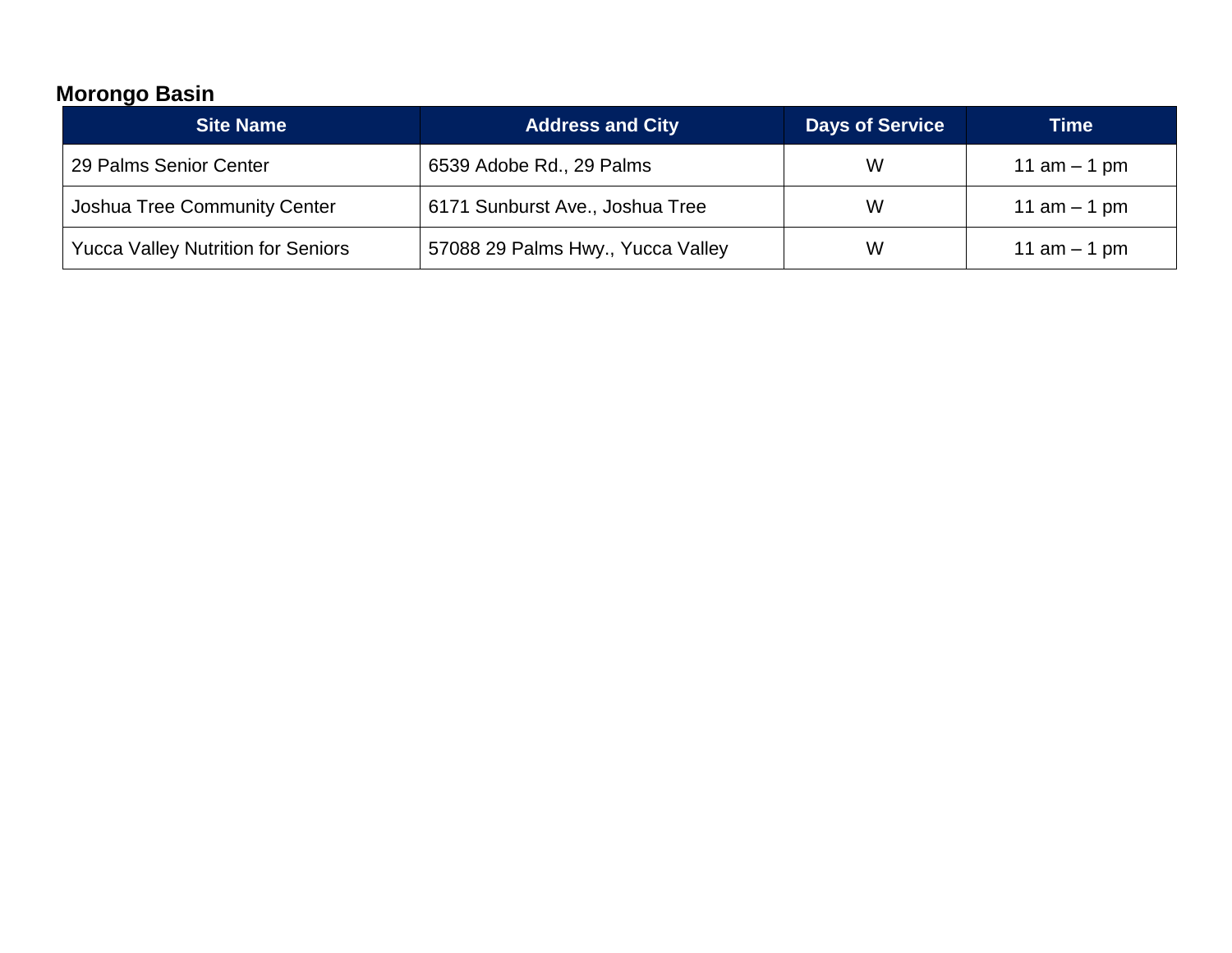## Morongo Basin

| Site Name | Address and City | Days of Service | Time |
|---|---|---|---|
| 29 Palms Senior Center | 6539 Adobe Rd., 29 Palms | W | 11 am – 1 pm |
| Joshua Tree Community Center | 6171 Sunburst Ave., Joshua Tree | W | 11 am – 1 pm |
| Yucca Valley Nutrition for Seniors | 57088 29 Palms Hwy., Yucca Valley | W | 11 am – 1 pm |